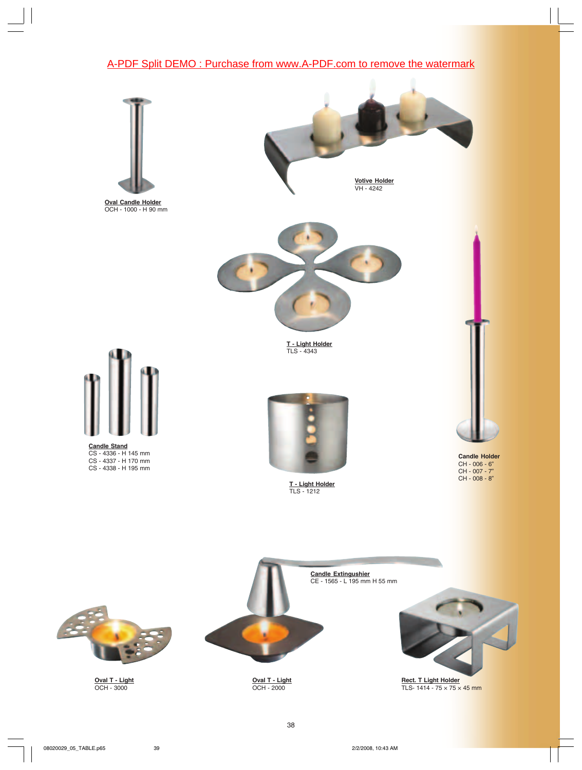A-PDF Split DEMO : Purchase from www.A-PDF.com to remove the watermark

**Oval Candle Holder**
OCH - 1000 - H 90 mm

**Votive Holder**
VH - 4242

**T - Light Holder**
TLS - 4343

**Candle Stand**
CS - 4336 - H 145 mm
CS - 4337 - H 170 mm
CS - 4338 - H 195 mm

**T - Light Holder**
TLS - 1212

**Candle Holder**
CH - 006 - 6"
CH - 007 - 7"
CH - 008 - 8"

**Candle Extingushier**
CE - 1565 - L 195 mm H 55 mm

**Oval T - Light**
OCH - 3000

**Oval T - Light**
OCH - 2000

**Rect. T Light Holder**
TLS- 1414 - 75 x 75 x 45 mm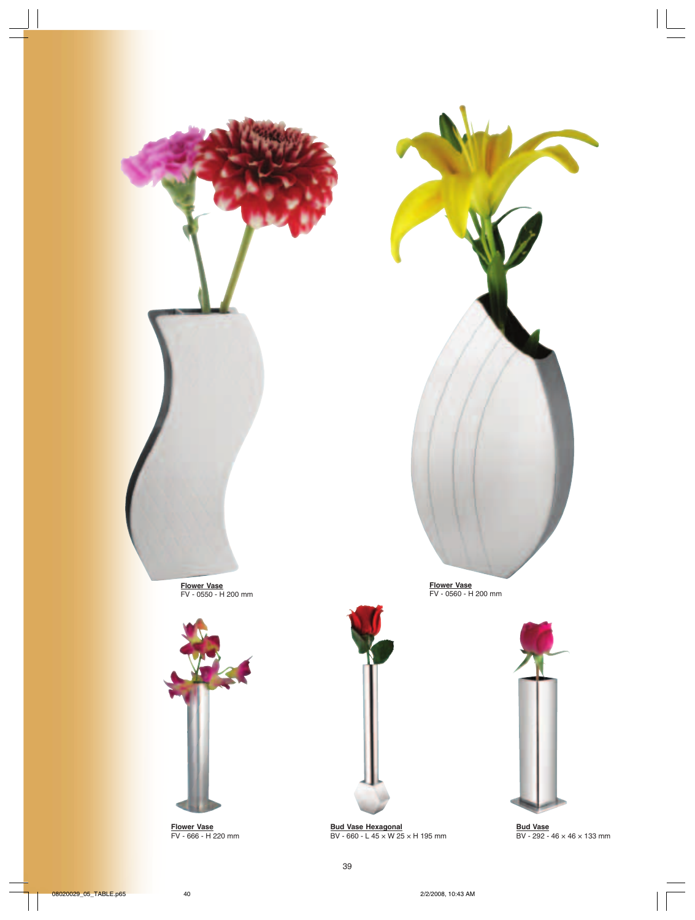**Flower Vase**
FV - 0550 - H 200 mm

**Flower Vase**
FV - 0560 - H 200 mm

**Flower Vase**
FV - 666 - H 220 mm

**Bud Vase Hexagonal**
BV - 660 - L 45 × W 25 × H 195 mm

**Bud Vase**
BV - 292 - 46 × 46 × 133 mm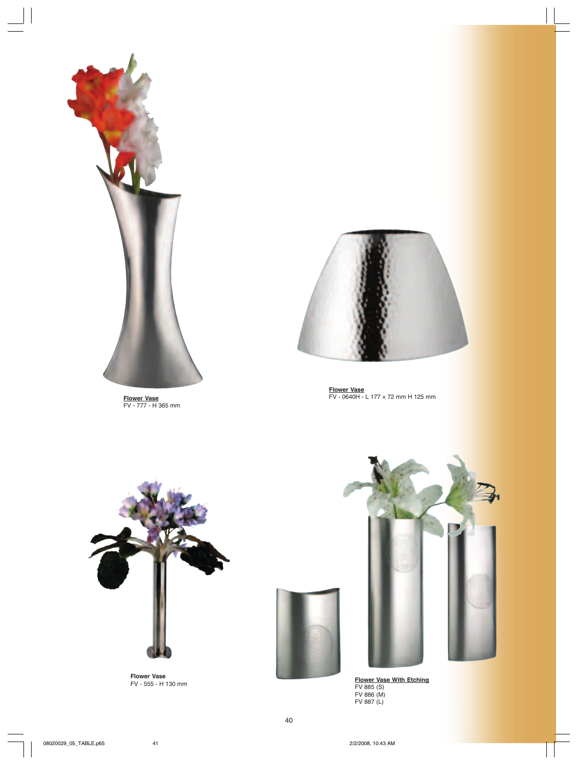**Flower Vase**
FV - 777 - H 365 mm

**Flower Vase**
FV - 0640H - L 177 × 72 mm H 125 mm

**Flower Vase**
FV - 555 - H 130 mm

**Flower Vase With Etching**
FV 885 (S)
FV 886 (M)
FV 887 (L)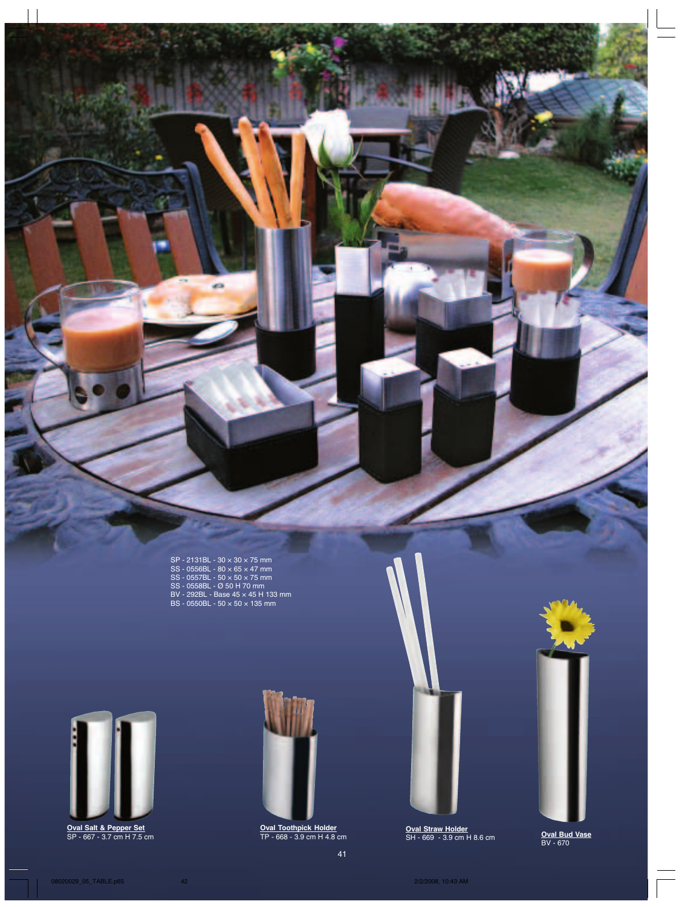SP - 2131BL - 30 × 30 × 75 mm
SS - 0556BL - 80 × 65 × 47 mm
SS - 0557BL - 50 × 50 × 75 mm
SS - 0558BL - Ø 50 H 70 mm
BV - 292BL - Base 45 × 45 H 133 mm
BS - 0550BL - 50 × 50 × 135 mm

**Oval Salt & Pepper Set**
SP - 667 - 3.7 cm H 7.5 cm

**Oval Toothpick Holder**
TP - 668 - 3.9 cm H 4.8 cm

**Oval Straw Holder**
SH - 669 - 3.9 cm H 8.6 cm

**Oval Bud Vase**
BV - 670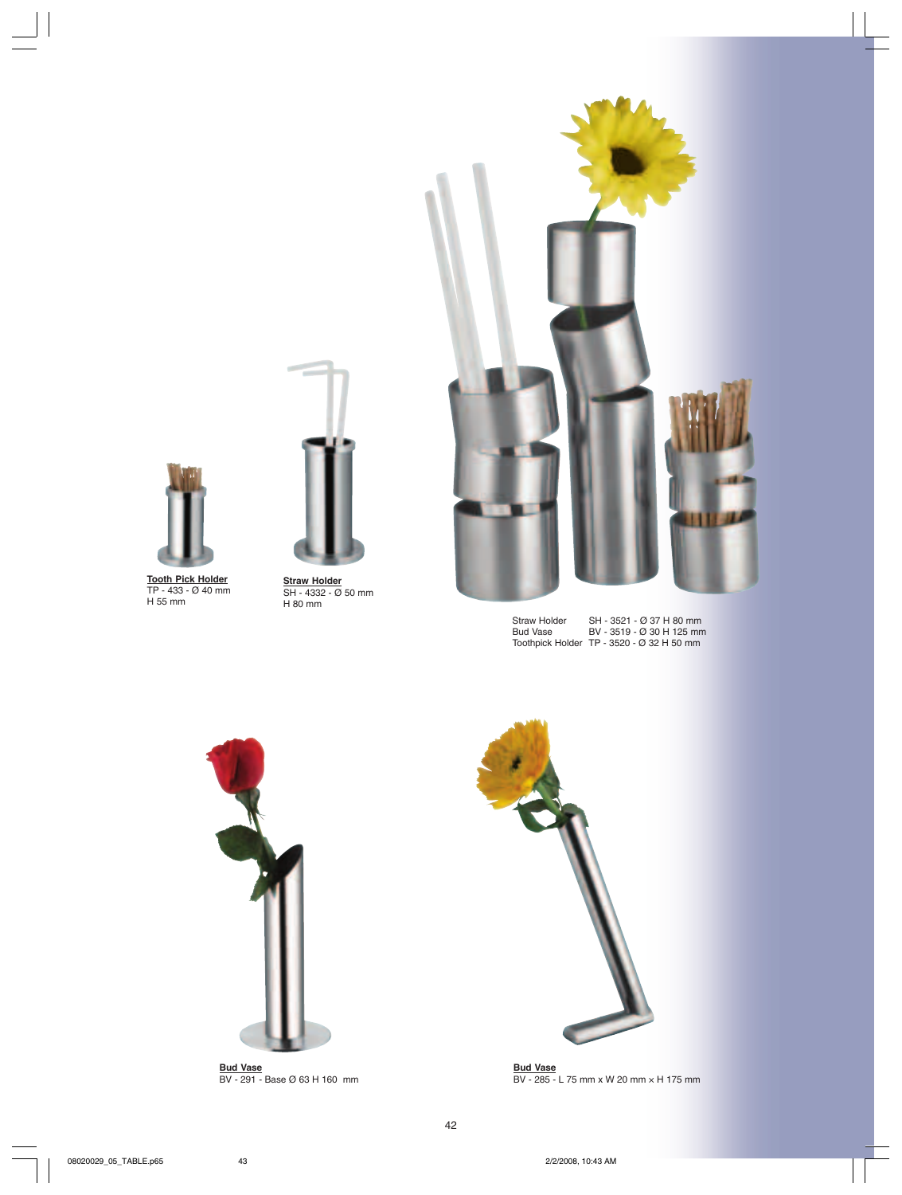**Tooth Pick Holder**
TP - 433 - Ø 40 mm
H 55 mm

**Straw Holder**
SH - 4332 - Ø 50 mm
H 80 mm

Straw Holder SH - 3521 - Ø 37 H 80 mm
Bud Vase BV - 3519 - Ø 30 H 125 mm
Toothpick Holder TP - 3520 - Ø 32 H 50 mm

**Bud Vase**
BV - 291 - Base Ø 63 H 160 mm

**Bud Vase**
BV - 285 - L 75 mm x W 20 mm x H 175 mm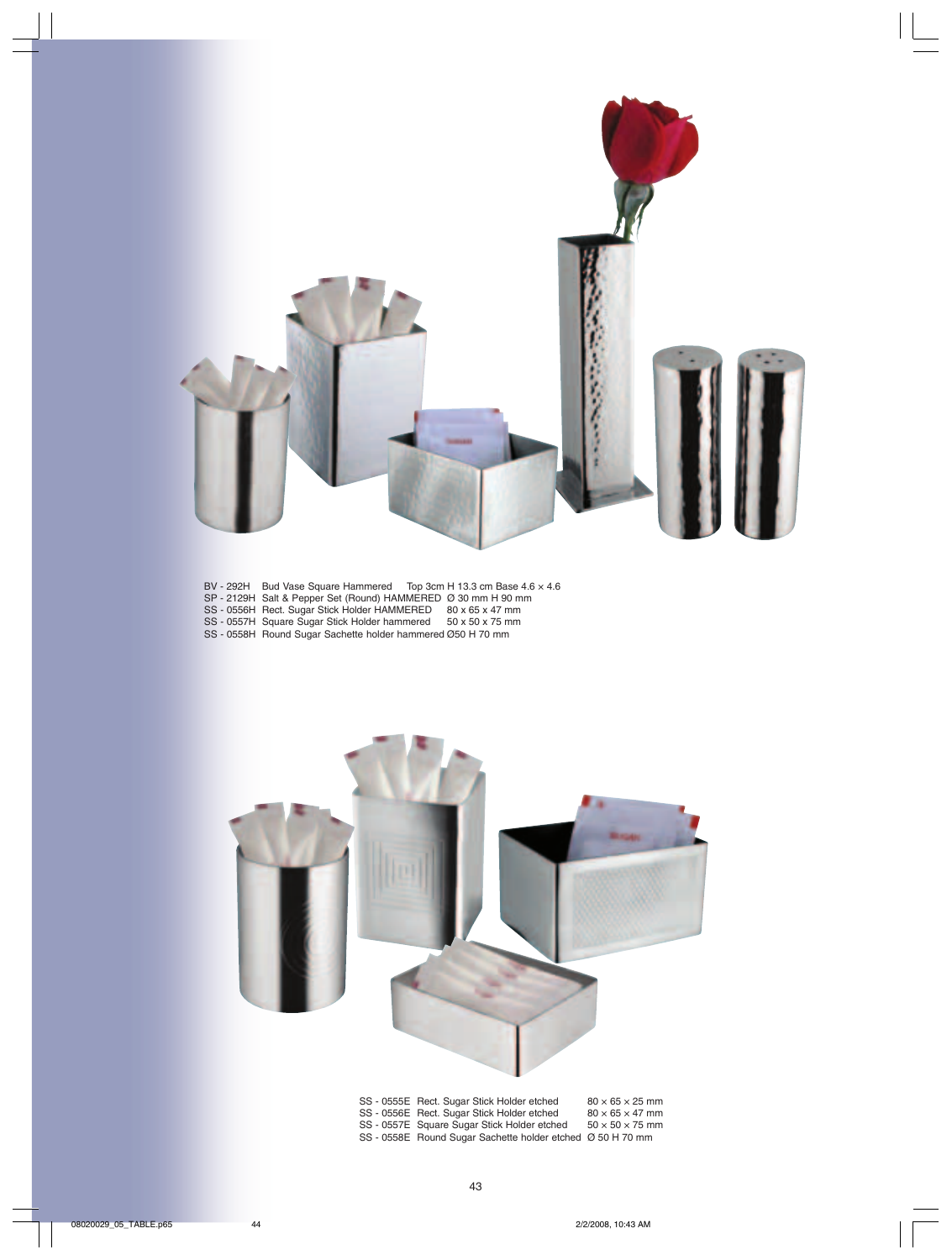| Code | Description | Dimensions |
|---|---|---|
| BV - 292H | Bud Vase Square Hammered | Top 3cm H 13.3 cm Base 4.6 x 4.6 |
| SP - 2129H | Salt & Pepper Set (Round) HAMMERED | Ø 30 mm H 90 mm |
| SS - 0556H | Rect. Sugar Stick Holder HAMMERED | 80 x 65 x 47 mm |
| SS - 0557H | Square Sugar Stick Holder hammered | 50 x 50 x 75 mm |
| SS - 0558H | Round Sugar Sachette holder hammered | Ø50 H 70 mm |

| Code | Description | Dimensions |
|---|---|---|
| SS - 0555E | Rect. Sugar Stick Holder etched | 80 × 65 × 25 mm |
| SS - 0556E | Rect. Sugar Stick Holder etched | 80 × 65 × 47 mm |
| SS - 0557E | Square Sugar Stick Holder etched | 50 × 50 × 75 mm |
| SS - 0558E | Round Sugar Sachette holder etched | Ø 50 H 70 mm |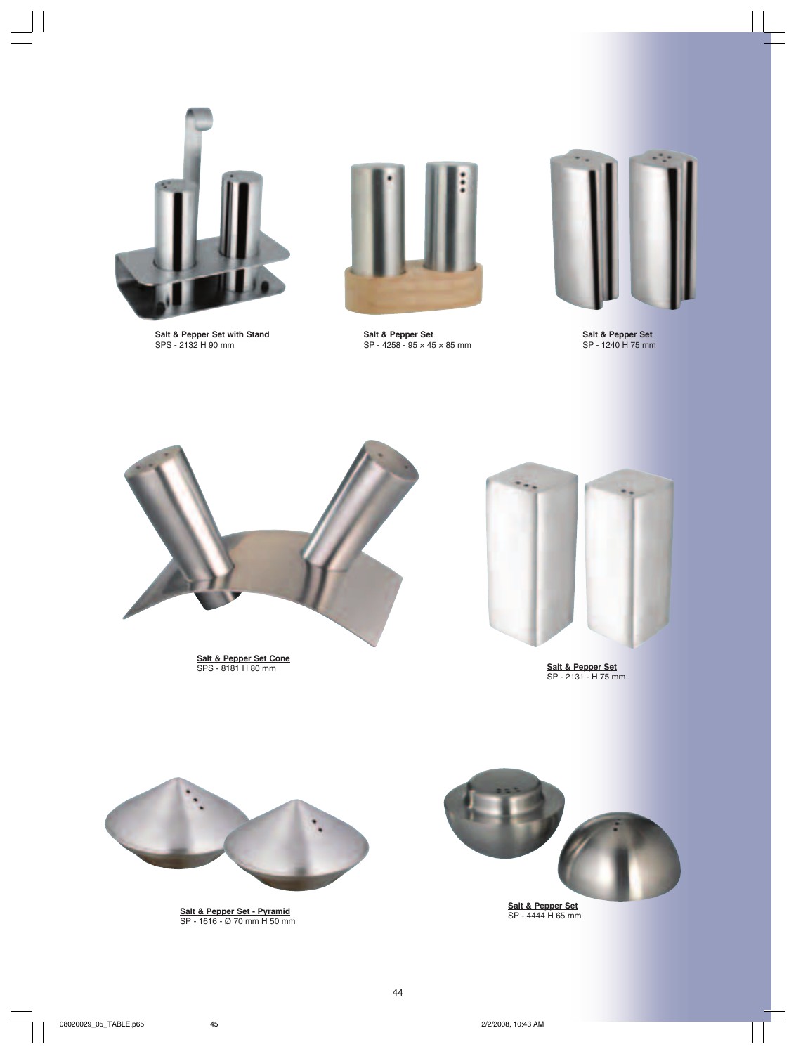**Salt & Pepper Set with Stand**
SPS - 2132 H 90 mm

**Salt & Pepper Set**
SP - 4258 - 95 × 45 × 85 mm

**Salt & Pepper Set**
SP - 1240 H 75 mm

**Salt & Pepper Set Cone**
SPS - 8181 H 80 mm

**Salt & Pepper Set**
SP - 2131 - H 75 mm

**Salt & Pepper Set - Pyramid**
SP - 1616 - Ø 70 mm H 50 mm

**Salt & Pepper Set**
SP - 4444 H 65 mm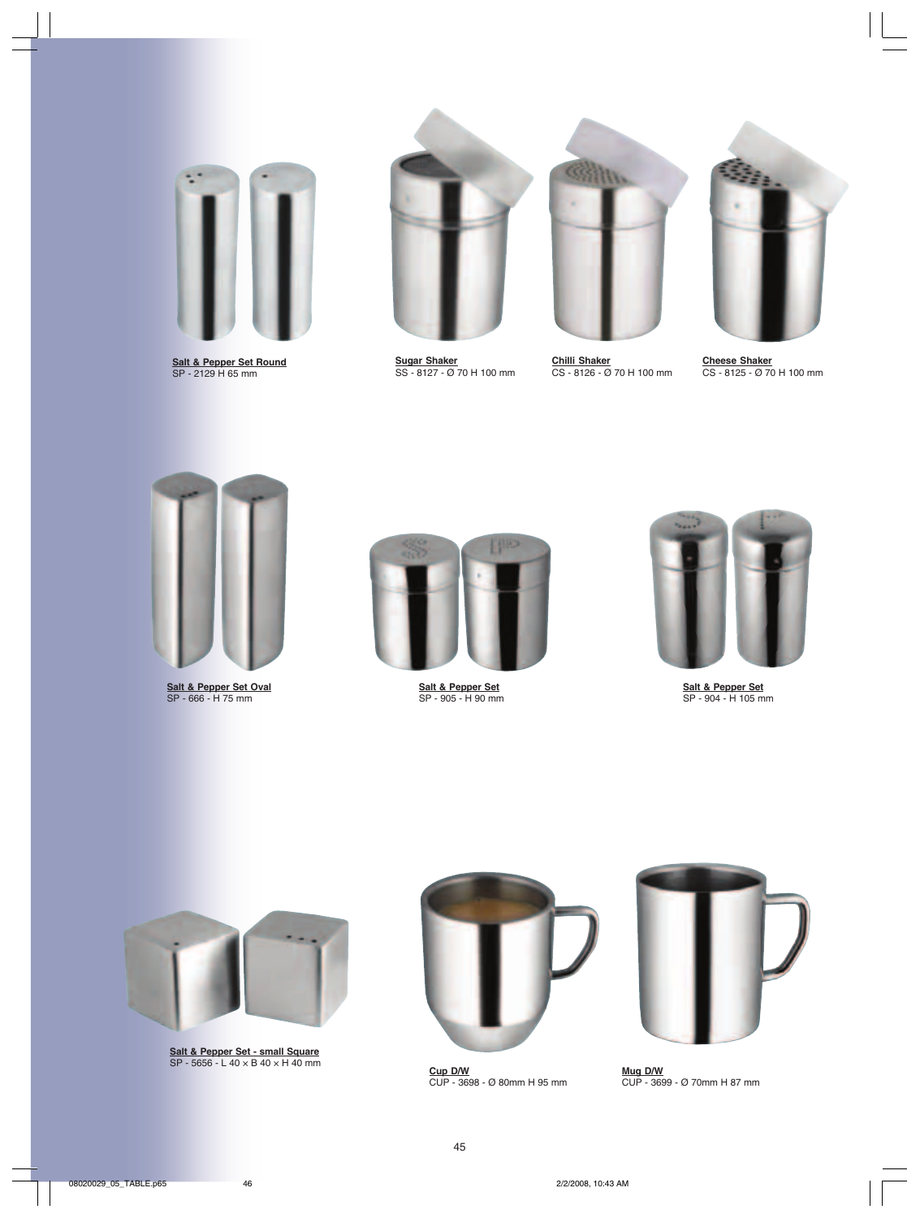**Salt & Pepper Set Round**
SP - 2129 H 65 mm

**Sugar Shaker**
SS - 8127 - Ø 70 H 100 mm

**Chilli Shaker**
CS - 8126 - Ø 70 H 100 mm

**Cheese Shaker**
CS - 8125 - Ø 70 H 100 mm

**Salt & Pepper Set Oval**
SP - 666 - H 75 mm

**Salt & Pepper Set**
SP - 905 - H 90 mm

**Salt & Pepper Set**
SP - 904 - H 105 mm

**Salt & Pepper Set - small Square**
SP - 5656 - L 40 × B 40 × H 40 mm

**Cup D/W**
CUP - 3698 - Ø 80mm H 95 mm

**Mug D/W**
CUP - 3699 - Ø 70mm H 87 mm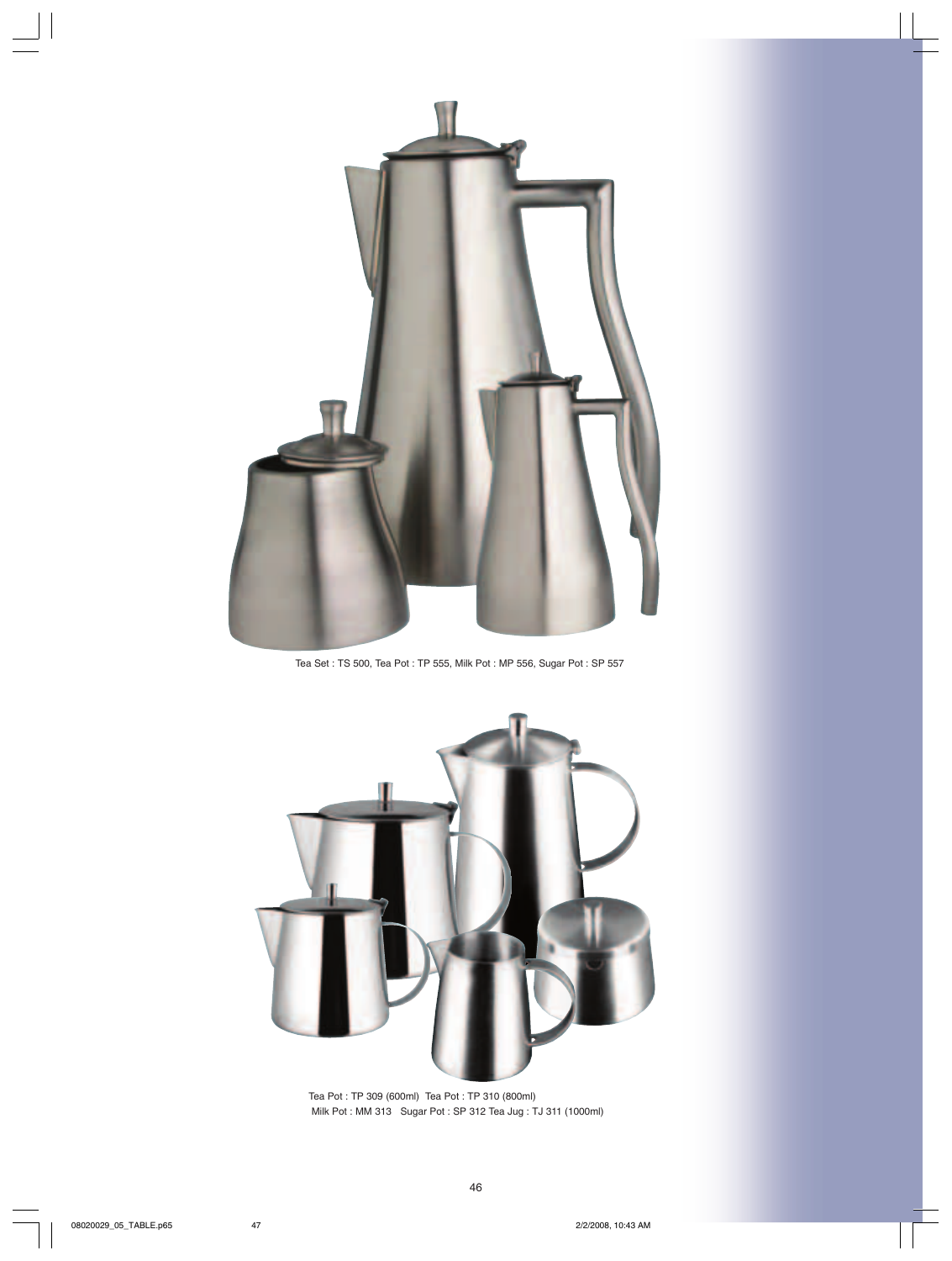Tea Set : TS 500, Tea Pot : TP 555, Milk Pot : MP 556, Sugar Pot : SP 557

Tea Pot : TP 309 (600ml) Tea Pot : TP 310 (800ml)
Milk Pot : MM 313 Sugar Pot : SP 312 Tea Jug : TJ 311 (1000ml)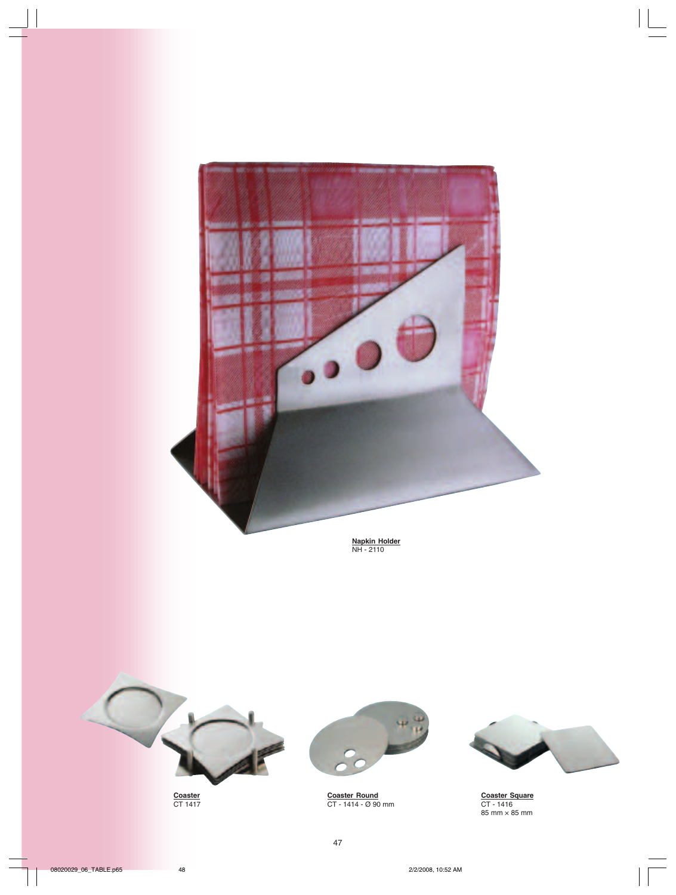**Napkin Holder**
NH - 2110

**Coaster**
CT 1417

**Coaster Round**
CT - 1414 - Ø 90 mm

**Coaster Square**
CT - 1416
85 mm × 85 mm